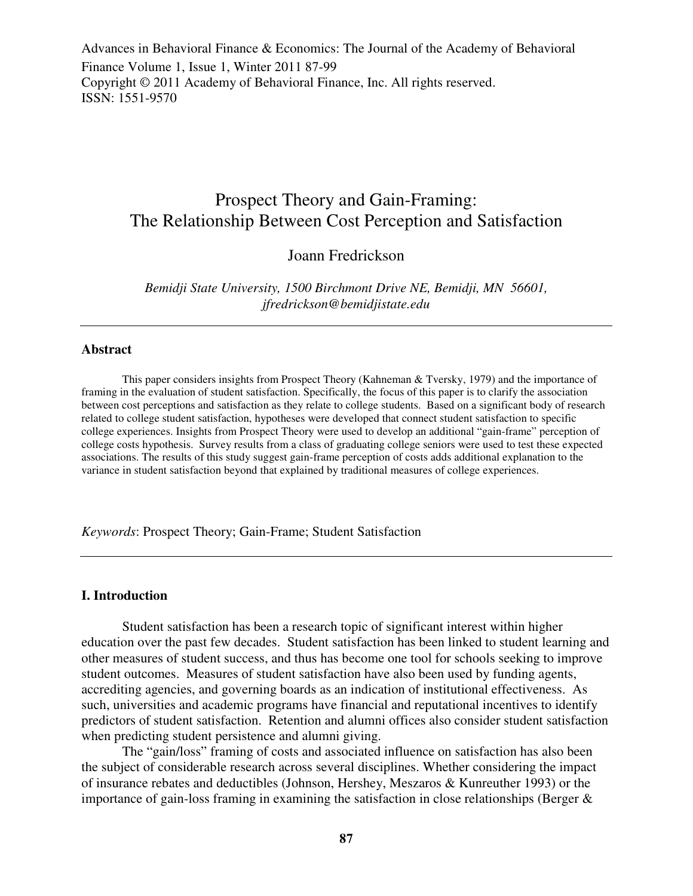# Prospect Theory and Gain-Framing: The Relationship Between Cost Perception and Satisfaction

Joann Fredrickson

*Bemidji State University, 1500 Birchmont Drive NE, Bemidji, MN 56601, jfredrickson@bemidjistate.edu*

---

## Abstract

This paper considers insights from Prospect Theory (Kahneman & Tversky, 1979) and the importance of framing in the evaluation of student satisfaction. Specifically, the focus of this paper is to clarify the association between cost perceptions and satisfaction as they relate to college students. Based on a significant body of research related to college student satisfaction, hypotheses were developed that connect student satisfaction to specific college experiences. Insights from Prospect Theory were used to develop an additional "gain-frame" perception of college costs hypothesis. Survey results from a class of graduating college seniors were used to test these expected associations. The results of this study suggest gain-frame perception of costs adds additional explanation to the variance in student satisfaction beyond that explained by traditional measures of college experiences.

*Keywords*: Prospect Theory; Gain-Frame; Student Satisfaction

---

## I. Introduction

Student satisfaction has been a research topic of significant interest within higher education over the past few decades. Student satisfaction has been linked to student learning and other measures of student success, and thus has become one tool for schools seeking to improve student outcomes. Measures of student satisfaction have also been used by funding agents, accrediting agencies, and governing boards as an indication of institutional effectiveness. As such, universities and academic programs have financial and reputational incentives to identify predictors of student satisfaction. Retention and alumni offices also consider student satisfaction when predicting student persistence and alumni giving.

The "gain/loss" framing of costs and associated influence on satisfaction has also been the subject of considerable research across several disciplines. Whether considering the impact of insurance rebates and deductibles (Johnson, Hershey, Meszaros & Kunreuther 1993) or the importance of gain-loss framing in examining the satisfaction in close relationships (Berger &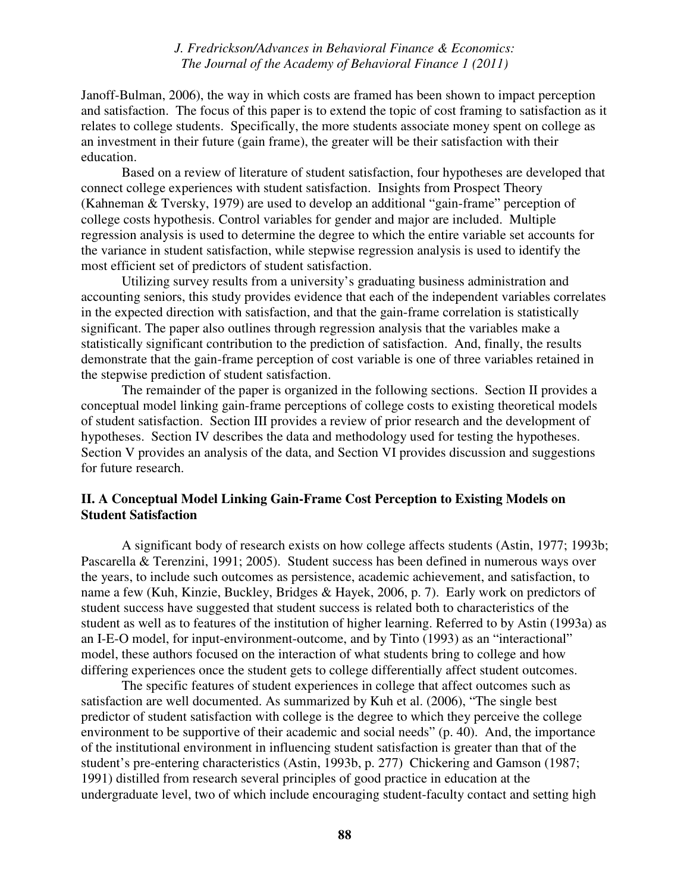Janoff-Bulman, 2006), the way in which costs are framed has been shown to impact perception and satisfaction. The focus of this paper is to extend the topic of cost framing to satisfaction as it relates to college students. Specifically, the more students associate money spent on college as an investment in their future (gain frame), the greater will be their satisfaction with their education.

Based on a review of literature of student satisfaction, four hypotheses are developed that connect college experiences with student satisfaction. Insights from Prospect Theory (Kahneman & Tversky, 1979) are used to develop an additional "gain-frame" perception of college costs hypothesis. Control variables for gender and major are included. Multiple regression analysis is used to determine the degree to which the entire variable set accounts for the variance in student satisfaction, while stepwise regression analysis is used to identify the most efficient set of predictors of student satisfaction.

Utilizing survey results from a university's graduating business administration and accounting seniors, this study provides evidence that each of the independent variables correlates in the expected direction with satisfaction, and that the gain-frame correlation is statistically significant. The paper also outlines through regression analysis that the variables make a statistically significant contribution to the prediction of satisfaction. And, finally, the results demonstrate that the gain-frame perception of cost variable is one of three variables retained in the stepwise prediction of student satisfaction.

The remainder of the paper is organized in the following sections. Section II provides a conceptual model linking gain-frame perceptions of college costs to existing theoretical models of student satisfaction. Section III provides a review of prior research and the development of hypotheses. Section IV describes the data and methodology used for testing the hypotheses. Section V provides an analysis of the data, and Section VI provides discussion and suggestions for future research.

## II. A Conceptual Model Linking Gain-Frame Cost Perception to Existing Models on Student Satisfaction

A significant body of research exists on how college affects students (Astin, 1977; 1993b; Pascarella & Terenzini, 1991; 2005). Student success has been defined in numerous ways over the years, to include such outcomes as persistence, academic achievement, and satisfaction, to name a few (Kuh, Kinzie, Buckley, Bridges & Hayek, 2006, p. 7). Early work on predictors of student success have suggested that student success is related both to characteristics of the student as well as to features of the institution of higher learning. Referred to by Astin (1993a) as an I-E-O model, for input-environment-outcome, and by Tinto (1993) as an "interactional" model, these authors focused on the interaction of what students bring to college and how differing experiences once the student gets to college differentially affect student outcomes.

The specific features of student experiences in college that affect outcomes such as satisfaction are well documented. As summarized by Kuh et al. (2006), "The single best predictor of student satisfaction with college is the degree to which they perceive the college environment to be supportive of their academic and social needs" (p. 40). And, the importance of the institutional environment in influencing student satisfaction is greater than that of the student's pre-entering characteristics (Astin, 1993b, p. 277) Chickering and Gamson (1987; 1991) distilled from research several principles of good practice in education at the undergraduate level, two of which include encouraging student-faculty contact and setting high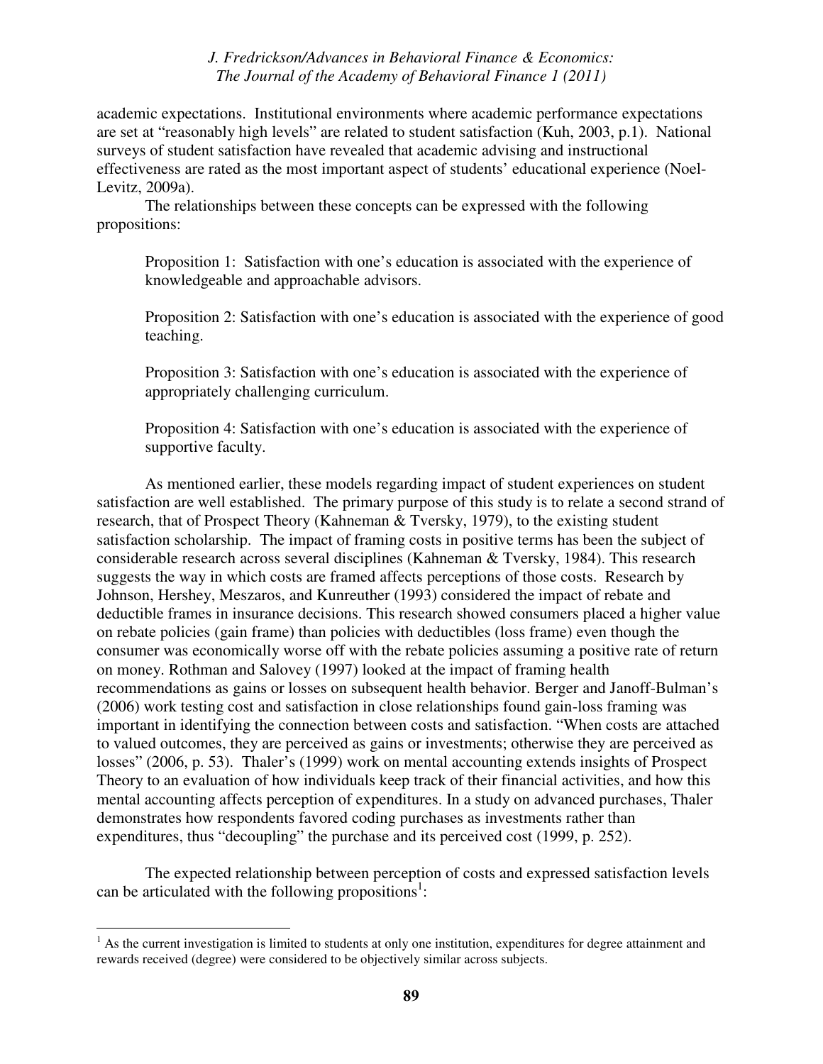academic expectations. Institutional environments where academic performance expectations are set at "reasonably high levels" are related to student satisfaction (Kuh, 2003, p.1). National surveys of student satisfaction have revealed that academic advising and instructional effectiveness are rated as the most important aspect of students' educational experience (Noel-Levitz, 2009a).

The relationships between these concepts can be expressed with the following propositions:

> Proposition 1: Satisfaction with one's education is associated with the experience of knowledgeable and approachable advisors.
>
> Proposition 2: Satisfaction with one's education is associated with the experience of good teaching.
>
> Proposition 3: Satisfaction with one's education is associated with the experience of appropriately challenging curriculum.
>
> Proposition 4: Satisfaction with one's education is associated with the experience of supportive faculty.

As mentioned earlier, these models regarding impact of student experiences on student satisfaction are well established. The primary purpose of this study is to relate a second strand of research, that of Prospect Theory (Kahneman & Tversky, 1979), to the existing student satisfaction scholarship. The impact of framing costs in positive terms has been the subject of considerable research across several disciplines (Kahneman & Tversky, 1984). This research suggests the way in which costs are framed affects perceptions of those costs. Research by Johnson, Hershey, Meszaros, and Kunreuther (1993) considered the impact of rebate and deductible frames in insurance decisions. This research showed consumers placed a higher value on rebate policies (gain frame) than policies with deductibles (loss frame) even though the consumer was economically worse off with the rebate policies assuming a positive rate of return on money. Rothman and Salovey (1997) looked at the impact of framing health recommendations as gains or losses on subsequent health behavior. Berger and Janoff-Bulman's (2006) work testing cost and satisfaction in close relationships found gain-loss framing was important in identifying the connection between costs and satisfaction. "When costs are attached to valued outcomes, they are perceived as gains or investments; otherwise they are perceived as losses" (2006, p. 53). Thaler's (1999) work on mental accounting extends insights of Prospect Theory to an evaluation of how individuals keep track of their financial activities, and how this mental accounting affects perception of expenditures. In a study on advanced purchases, Thaler demonstrates how respondents favored coding purchases as investments rather than expenditures, thus "decoupling" the purchase and its perceived cost (1999, p. 252).

The expected relationship between perception of costs and expressed satisfaction levels can be articulated with the following propositions[1]:

---

[1] As the current investigation is limited to students at only one institution, expenditures for degree attainment and rewards received (degree) were considered to be objectively similar across subjects.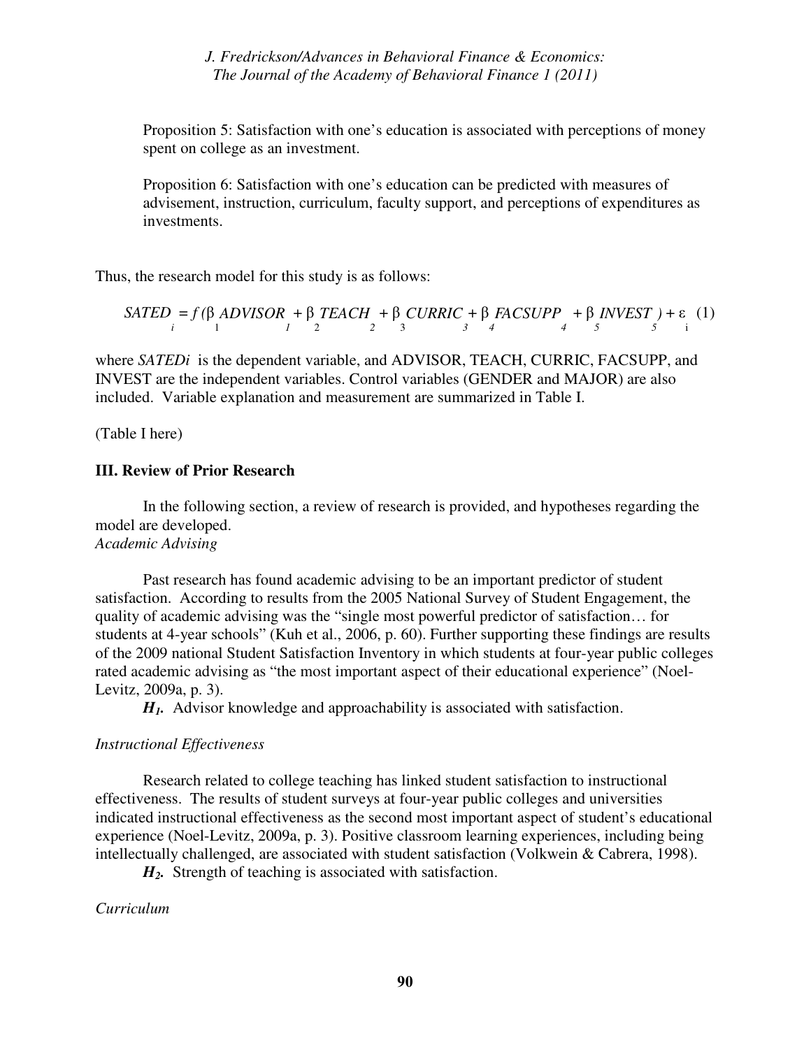Proposition 5: Satisfaction with one's education is associated with perceptions of money spent on college as an investment.

Proposition 6: Satisfaction with one's education can be predicted with measures of advisement, instruction, curriculum, faculty support, and perceptions of expenditures as investments.

Thus, the research model for this study is as follows:

$$SATED_i = f(\beta_1 ADVISOR_1 + \beta_2 TEACH_2 + \beta_3 CURRIC_3 + \beta_4 FACSUPP_4 + \beta_5 INVEST_5) + \varepsilon_i \quad (1)$$

where $SATED_i$ is the dependent variable, and ADVISOR, TEACH, CURRIC, FACSUPP, and INVEST are the independent variables. Control variables (GENDER and MAJOR) are also included. Variable explanation and measurement are summarized in Table I.

(Table I here)

## III. Review of Prior Research

In the following section, a review of research is provided, and hypotheses regarding the model are developed.

*Academic Advising*

Past research has found academic advising to be an important predictor of student satisfaction. According to results from the 2005 National Survey of Student Engagement, the quality of academic advising was the "single most powerful predictor of satisfaction… for students at 4-year schools" (Kuh et al., 2006, p. 60). Further supporting these findings are results of the 2009 national Student Satisfaction Inventory in which students at four-year public colleges rated academic advising as "the most important aspect of their educational experience" (Noel-Levitz, 2009a, p. 3).

***$H_1$.*** Advisor knowledge and approachability is associated with satisfaction.

*Instructional Effectiveness*

Research related to college teaching has linked student satisfaction to instructional effectiveness. The results of student surveys at four-year public colleges and universities indicated instructional effectiveness as the second most important aspect of student's educational experience (Noel-Levitz, 2009a, p. 3). Positive classroom learning experiences, including being intellectually challenged, are associated with student satisfaction (Volkwein & Cabrera, 1998).

***$H_2$.*** Strength of teaching is associated with satisfaction.

*Curriculum*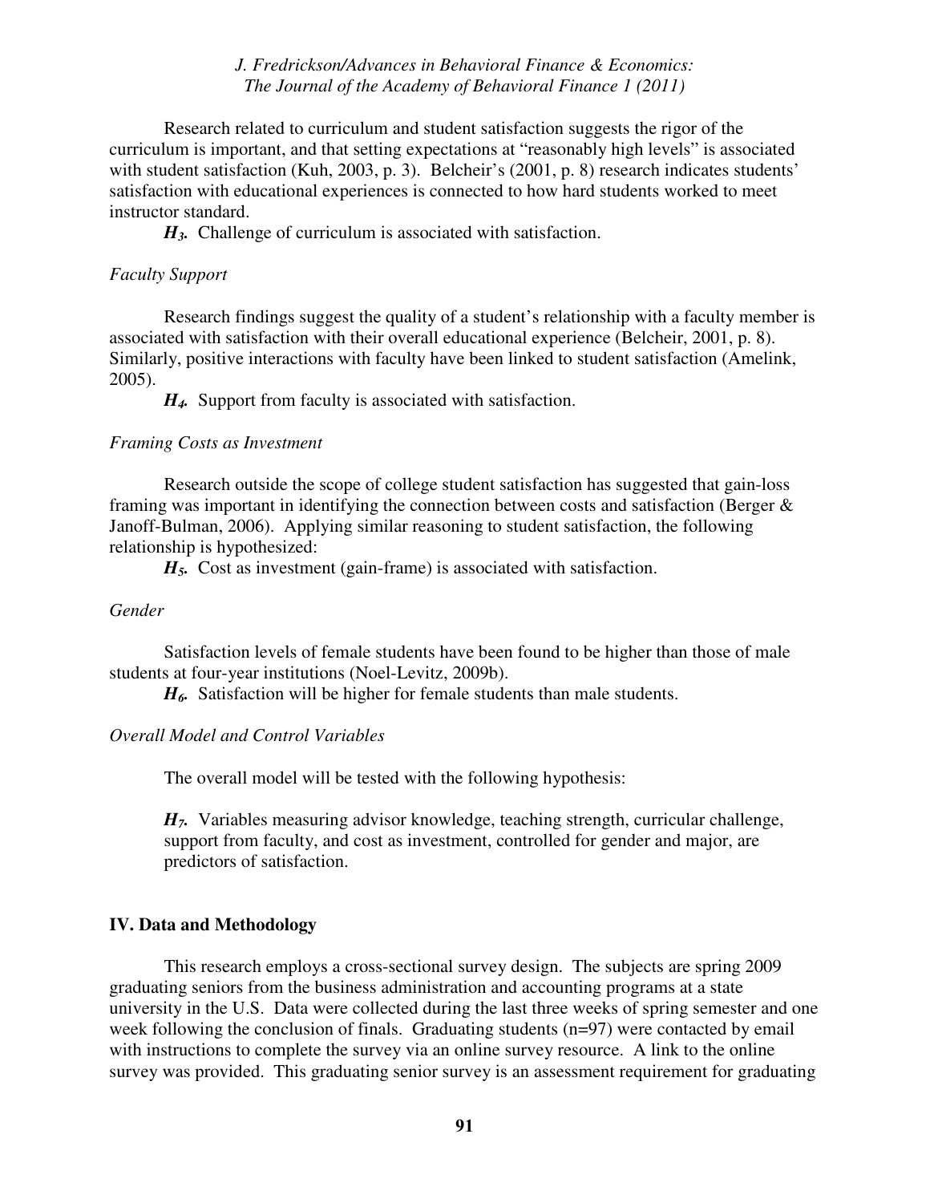Research related to curriculum and student satisfaction suggests the rigor of the curriculum is important, and that setting expectations at "reasonably high levels" is associated with student satisfaction (Kuh, 2003, p. 3). Belcheir's (2001, p. 8) research indicates students' satisfaction with educational experiences is connected to how hard students worked to meet instructor standard.

***$H_3$.*** Challenge of curriculum is associated with satisfaction.

*Faculty Support*

Research findings suggest the quality of a student's relationship with a faculty member is associated with satisfaction with their overall educational experience (Belcheir, 2001, p. 8). Similarly, positive interactions with faculty have been linked to student satisfaction (Amelink, 2005).

***$H_4$.*** Support from faculty is associated with satisfaction.

*Framing Costs as Investment*

Research outside the scope of college student satisfaction has suggested that gain-loss framing was important in identifying the connection between costs and satisfaction (Berger & Janoff-Bulman, 2006). Applying similar reasoning to student satisfaction, the following relationship is hypothesized:

***$H_5$.*** Cost as investment (gain-frame) is associated with satisfaction.

*Gender*

Satisfaction levels of female students have been found to be higher than those of male students at four-year institutions (Noel-Levitz, 2009b).

***$H_6$.*** Satisfaction will be higher for female students than male students.

*Overall Model and Control Variables*

The overall model will be tested with the following hypothesis:

> ***$H_7$.*** Variables measuring advisor knowledge, teaching strength, curricular challenge, support from faculty, and cost as investment, controlled for gender and major, are predictors of satisfaction.

## IV. Data and Methodology

This research employs a cross-sectional survey design. The subjects are spring 2009 graduating seniors from the business administration and accounting programs at a state university in the U.S. Data were collected during the last three weeks of spring semester and one week following the conclusion of finals. Graduating students (n=97) were contacted by email with instructions to complete the survey via an online survey resource. A link to the online survey was provided. This graduating senior survey is an assessment requirement for graduating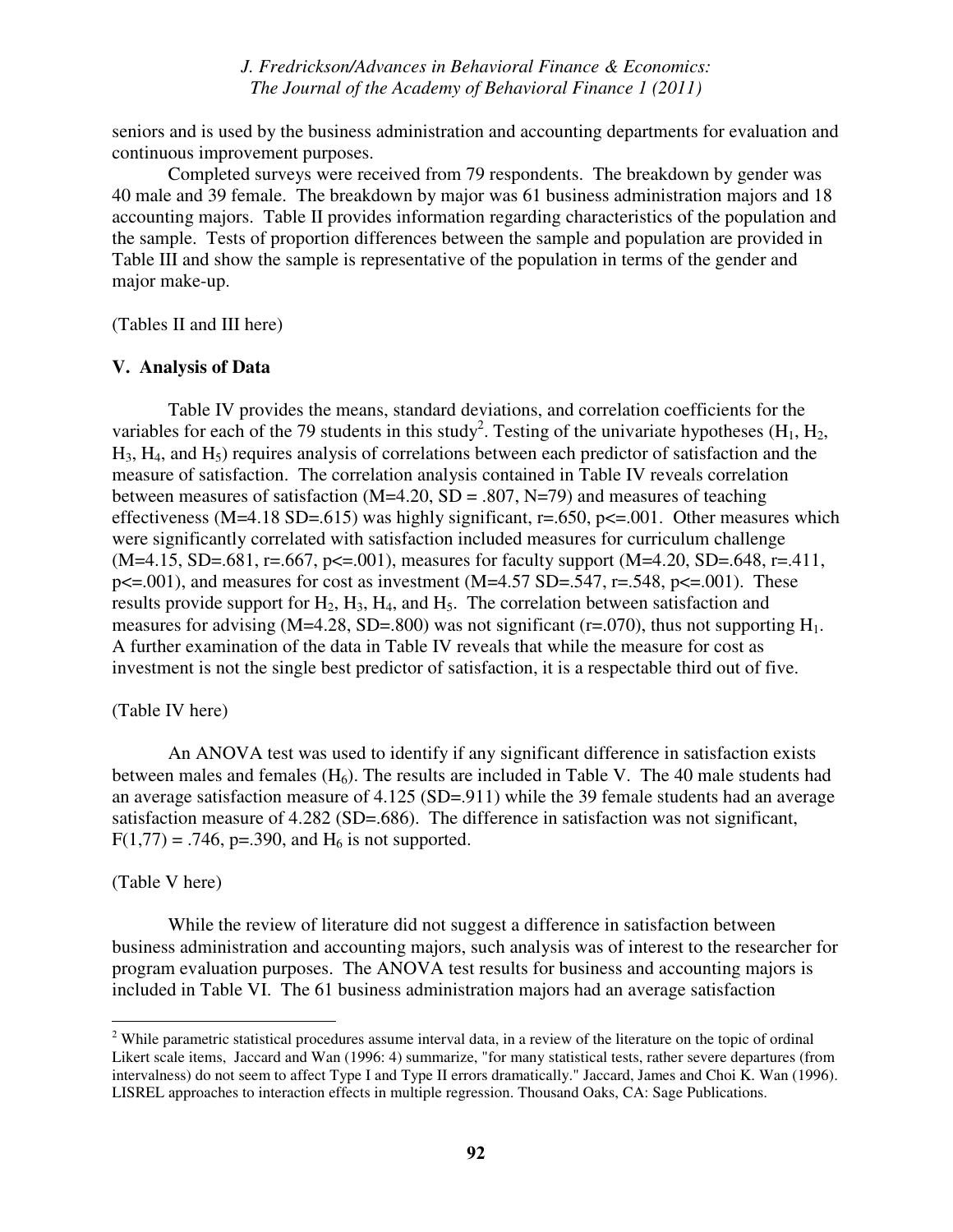seniors and is used by the business administration and accounting departments for evaluation and continuous improvement purposes.

Completed surveys were received from 79 respondents. The breakdown by gender was 40 male and 39 female. The breakdown by major was 61 business administration majors and 18 accounting majors. Table II provides information regarding characteristics of the population and the sample. Tests of proportion differences between the sample and population are provided in Table III and show the sample is representative of the population in terms of the gender and major make-up.

(Tables II and III here)

## V. Analysis of Data

Table IV provides the means, standard deviations, and correlation coefficients for the variables for each of the 79 students in this study[2]. Testing of the univariate hypotheses ($H_1$, $H_2$, $H_3$, $H_4$, and $H_5$) requires analysis of correlations between each predictor of satisfaction and the measure of satisfaction. The correlation analysis contained in Table IV reveals correlation between measures of satisfaction (M=4.20, SD = .807, N=79) and measures of teaching effectiveness (M=4.18 SD=.615) was highly significant, r=.650, p<=.001. Other measures which were significantly correlated with satisfaction included measures for curriculum challenge (M=4.15, SD=.681, r=.667, p<=.001), measures for faculty support (M=4.20, SD=.648, r=.411, p<=.001), and measures for cost as investment (M=4.57 SD=.547, r=.548, p<=.001). These results provide support for $H_2$, $H_3$, $H_4$, and $H_5$. The correlation between satisfaction and measures for advising (M=4.28, SD=.800) was not significant (r=.070), thus not supporting $H_1$. A further examination of the data in Table IV reveals that while the measure for cost as investment is not the single best predictor of satisfaction, it is a respectable third out of five.

(Table IV here)

An ANOVA test was used to identify if any significant difference in satisfaction exists between males and females ($H_6$). The results are included in Table V. The 40 male students had an average satisfaction measure of 4.125 (SD=.911) while the 39 female students had an average satisfaction measure of 4.282 (SD=.686). The difference in satisfaction was not significant, $F(1,77) = .746$, p=.390, and $H_6$ is not supported.

(Table V here)

While the review of literature did not suggest a difference in satisfaction between business administration and accounting majors, such analysis was of interest to the researcher for program evaluation purposes. The ANOVA test results for business and accounting majors is included in Table VI. The 61 business administration majors had an average satisfaction

---

[2] While parametric statistical procedures assume interval data, in a review of the literature on the topic of ordinal Likert scale items, Jaccard and Wan (1996: 4) summarize, "for many statistical tests, rather severe departures (from intervalness) do not seem to affect Type I and Type II errors dramatically." Jaccard, James and Choi K. Wan (1996). LISREL approaches to interaction effects in multiple regression. Thousand Oaks, CA: Sage Publications.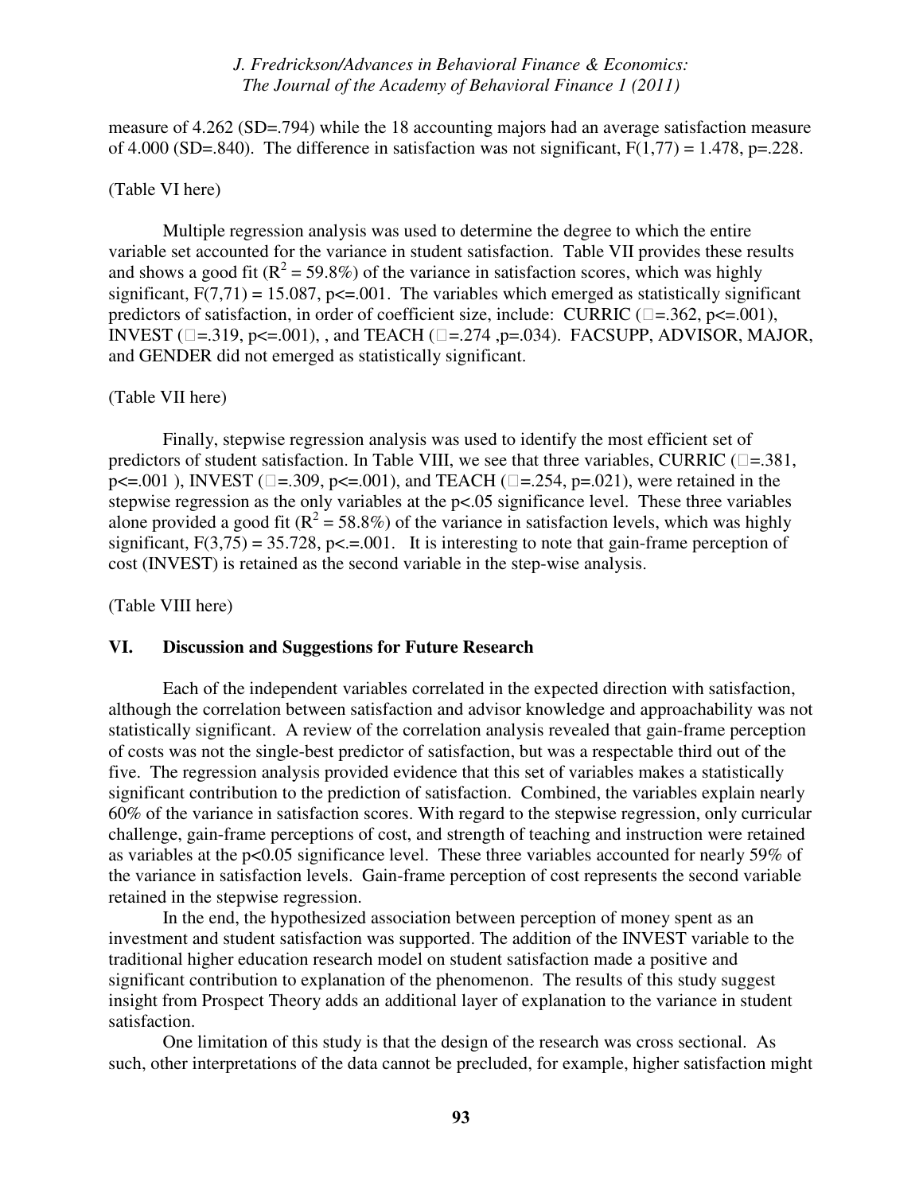measure of 4.262 (SD=.794) while the 18 accounting majors had an average satisfaction measure of 4.000 (SD=.840). The difference in satisfaction was not significant, $F(1,77) = 1.478$, $p=.228$.

(Table VI here)

Multiple regression analysis was used to determine the degree to which the entire variable set accounted for the variance in student satisfaction. Table VII provides these results and shows a good fit ($R^2 = 59.8\%$) of the variance in satisfaction scores, which was highly significant, $F(7,71) = 15.087$, $p<=.001$. The variables which emerged as statistically significant predictors of satisfaction, in order of coefficient size, include: CURRIC ($\beta=.362$, $p<=.001$), INVEST ($\beta=.319$, $p<=.001$), , and TEACH ($\beta=.274$ ,$p=.034$). FACSUPP, ADVISOR, MAJOR, and GENDER did not emerged as statistically significant.

(Table VII here)

Finally, stepwise regression analysis was used to identify the most efficient set of predictors of student satisfaction. In Table VIII, we see that three variables, CURRIC ($\beta=.381$, $p<=.001$ ), INVEST ($\beta=.309$, $p<=.001$), and TEACH ($\beta=.254$, $p=.021$), were retained in the stepwise regression as the only variables at the $p<.05$ significance level. These three variables alone provided a good fit ($R^2 = 58.8\%$) of the variance in satisfaction levels, which was highly significant, $F(3,75) = 35.728$, $p<.=.001$. It is interesting to note that gain-frame perception of cost (INVEST) is retained as the second variable in the step-wise analysis.

(Table VIII here)

## VI. Discussion and Suggestions for Future Research

Each of the independent variables correlated in the expected direction with satisfaction, although the correlation between satisfaction and advisor knowledge and approachability was not statistically significant. A review of the correlation analysis revealed that gain-frame perception of costs was not the single-best predictor of satisfaction, but was a respectable third out of the five. The regression analysis provided evidence that this set of variables makes a statistically significant contribution to the prediction of satisfaction. Combined, the variables explain nearly 60% of the variance in satisfaction scores. With regard to the stepwise regression, only curricular challenge, gain-frame perceptions of cost, and strength of teaching and instruction were retained as variables at the $p<0.05$ significance level. These three variables accounted for nearly 59% of the variance in satisfaction levels. Gain-frame perception of cost represents the second variable retained in the stepwise regression.

In the end, the hypothesized association between perception of money spent as an investment and student satisfaction was supported. The addition of the INVEST variable to the traditional higher education research model on student satisfaction made a positive and significant contribution to explanation of the phenomenon. The results of this study suggest insight from Prospect Theory adds an additional layer of explanation to the variance in student satisfaction.

One limitation of this study is that the design of the research was cross sectional. As such, other interpretations of the data cannot be precluded, for example, higher satisfaction might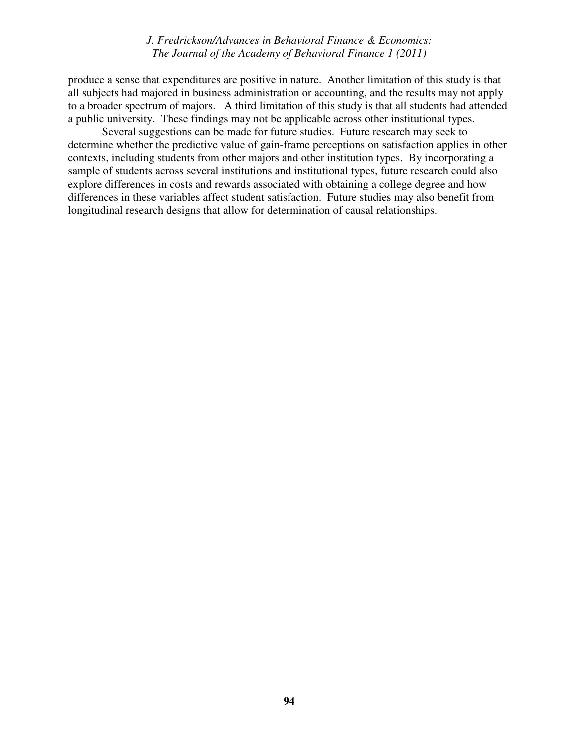produce a sense that expenditures are positive in nature. Another limitation of this study is that all subjects had majored in business administration or accounting, and the results may not apply to a broader spectrum of majors. A third limitation of this study is that all students had attended a public university. These findings may not be applicable across other institutional types.

Several suggestions can be made for future studies. Future research may seek to determine whether the predictive value of gain-frame perceptions on satisfaction applies in other contexts, including students from other majors and other institution types. By incorporating a sample of students across several institutions and institutional types, future research could also explore differences in costs and rewards associated with obtaining a college degree and how differences in these variables affect student satisfaction. Future studies may also benefit from longitudinal research designs that allow for determination of causal relationships.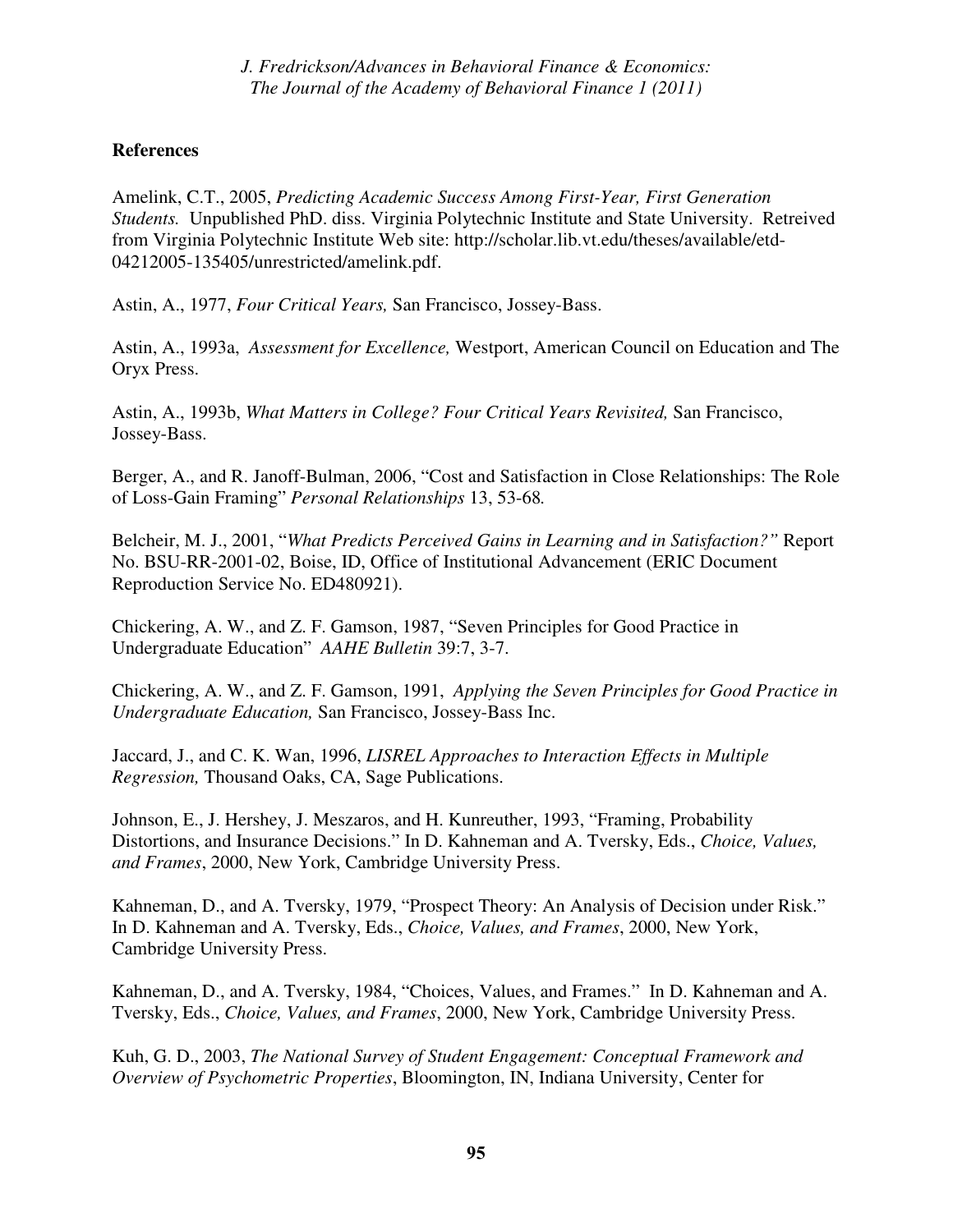**References**

Amelink, C.T., 2005, *Predicting Academic Success Among First-Year, First Generation Students.* Unpublished PhD. diss. Virginia Polytechnic Institute and State University. Retreived from Virginia Polytechnic Institute Web site: http://scholar.lib.vt.edu/theses/available/etd-04212005-135405/unrestricted/amelink.pdf.

Astin, A., 1977, *Four Critical Years,* San Francisco, Jossey-Bass.

Astin, A., 1993a, *Assessment for Excellence,* Westport, American Council on Education and The Oryx Press.

Astin, A., 1993b, *What Matters in College? Four Critical Years Revisited,* San Francisco, Jossey-Bass.

Berger, A., and R. Janoff-Bulman, 2006, "Cost and Satisfaction in Close Relationships: The Role of Loss-Gain Framing" *Personal Relationships* 13, 53-68.

Belcheir, M. J., 2001, "*What Predicts Perceived Gains in Learning and in Satisfaction?"* Report No. BSU-RR-2001-02, Boise, ID, Office of Institutional Advancement (ERIC Document Reproduction Service No. ED480921).

Chickering, A. W., and Z. F. Gamson, 1987, "Seven Principles for Good Practice in Undergraduate Education" *AAHE Bulletin* 39:7, 3-7.

Chickering, A. W., and Z. F. Gamson, 1991, *Applying the Seven Principles for Good Practice in Undergraduate Education,* San Francisco, Jossey-Bass Inc.

Jaccard, J., and C. K. Wan, 1996, *LISREL Approaches to Interaction Effects in Multiple Regression,* Thousand Oaks, CA, Sage Publications.

Johnson, E., J. Hershey, J. Meszaros, and H. Kunreuther, 1993, "Framing, Probability Distortions, and Insurance Decisions." In D. Kahneman and A. Tversky, Eds., *Choice, Values, and Frames*, 2000, New York, Cambridge University Press.

Kahneman, D., and A. Tversky, 1979, "Prospect Theory: An Analysis of Decision under Risk." In D. Kahneman and A. Tversky, Eds., *Choice, Values, and Frames*, 2000, New York, Cambridge University Press.

Kahneman, D., and A. Tversky, 1984, "Choices, Values, and Frames." In D. Kahneman and A. Tversky, Eds., *Choice, Values, and Frames*, 2000, New York, Cambridge University Press.

Kuh, G. D., 2003, *The National Survey of Student Engagement: Conceptual Framework and Overview of Psychometric Properties*, Bloomington, IN, Indiana University, Center for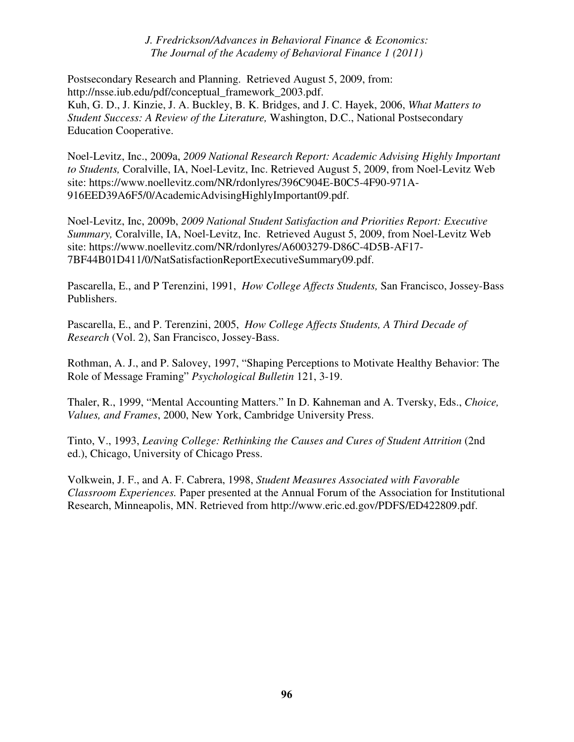Postsecondary Research and Planning. Retrieved August 5, 2009, from: http://nsse.iub.edu/pdf/conceptual_framework_2003.pdf.
Kuh, G. D., J. Kinzie, J. A. Buckley, B. K. Bridges, and J. C. Hayek, 2006, *What Matters to Student Success: A Review of the Literature,* Washington, D.C., National Postsecondary Education Cooperative.

Noel-Levitz, Inc., 2009a, *2009 National Research Report: Academic Advising Highly Important to Students,* Coralville, IA, Noel-Levitz, Inc. Retrieved August 5, 2009, from Noel-Levitz Web site: https://www.noellevitz.com/NR/rdonlyres/396C904E-B0C5-4F90-971A-916EED39A6F5/0/AcademicAdvisingHighlyImportant09.pdf.

Noel-Levitz, Inc, 2009b, *2009 National Student Satisfaction and Priorities Report: Executive Summary,* Coralville, IA, Noel-Levitz, Inc. Retrieved August 5, 2009, from Noel-Levitz Web site: https://www.noellevitz.com/NR/rdonlyres/A6003279-D86C-4D5B-AF17-7BF44B01D411/0/NatSatisfactionReportExecutiveSummary09.pdf.

Pascarella, E., and P Terenzini, 1991, *How College Affects Students,* San Francisco, Jossey-Bass Publishers.

Pascarella, E., and P. Terenzini, 2005, *How College Affects Students, A Third Decade of Research* (Vol. 2), San Francisco, Jossey-Bass.

Rothman, A. J., and P. Salovey, 1997, "Shaping Perceptions to Motivate Healthy Behavior: The Role of Message Framing" *Psychological Bulletin* 121, 3-19.

Thaler, R., 1999, "Mental Accounting Matters." In D. Kahneman and A. Tversky, Eds., *Choice, Values, and Frames*, 2000, New York, Cambridge University Press.

Tinto, V., 1993, *Leaving College: Rethinking the Causes and Cures of Student Attrition* (2nd ed.), Chicago, University of Chicago Press.

Volkwein, J. F., and A. F. Cabrera, 1998, *Student Measures Associated with Favorable Classroom Experiences.* Paper presented at the Annual Forum of the Association for Institutional Research, Minneapolis, MN. Retrieved from http://www.eric.ed.gov/PDFS/ED422809.pdf.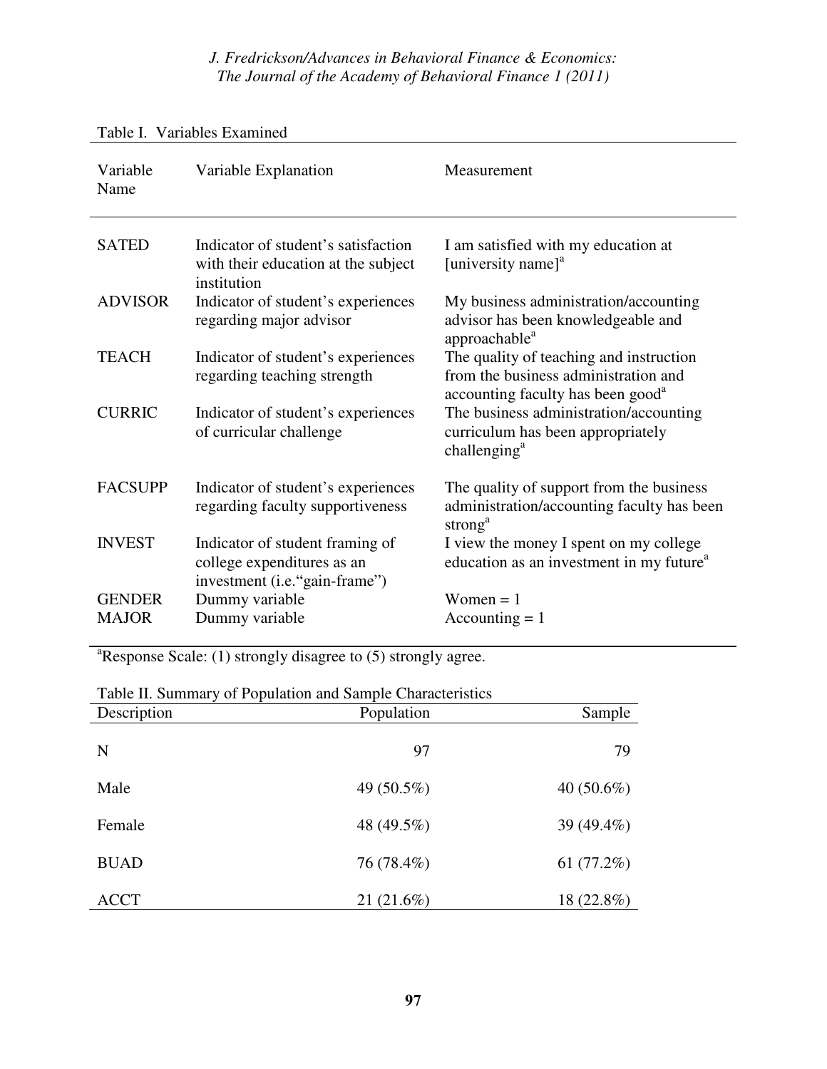Table I. Variables Examined

| Variable Name | Variable Explanation | Measurement |
|---|---|---|
| SATED | Indicator of student's satisfaction with their education at the subject institution | I am satisfied with my education at [university name][a] |
| ADVISOR | Indicator of student's experiences regarding major advisor | My business administration/accounting advisor has been knowledgeable and approachable[a] |
| TEACH | Indicator of student's experiences regarding teaching strength | The quality of teaching and instruction from the business administration and accounting faculty has been good[a] |
| CURRIC | Indicator of student's experiences of curricular challenge | The business administration/accounting curriculum has been appropriately challenging[a] |
| FACSUPP | Indicator of student's experiences regarding faculty supportiveness | The quality of support from the business administration/accounting faculty has been strong[a] |
| INVEST | Indicator of student framing of college expenditures as an investment (i.e."gain-frame") | I view the money I spent on my college education as an investment in my future[a] |
| GENDER | Dummy variable | Women = 1 |
| MAJOR | Dummy variable | Accounting = 1 |

[a]Response Scale: (1) strongly disagree to (5) strongly agree.

Table II. Summary of Population and Sample Characteristics

| Description | Population | Sample |
|---|---|---|
| N | 97 | 79 |
| Male | 49 (50.5%) | 40 (50.6%) |
| Female | 48 (49.5%) | 39 (49.4%) |
| BUAD | 76 (78.4%) | 61 (77.2%) |
| ACCT | 21 (21.6%) | 18 (22.8%) |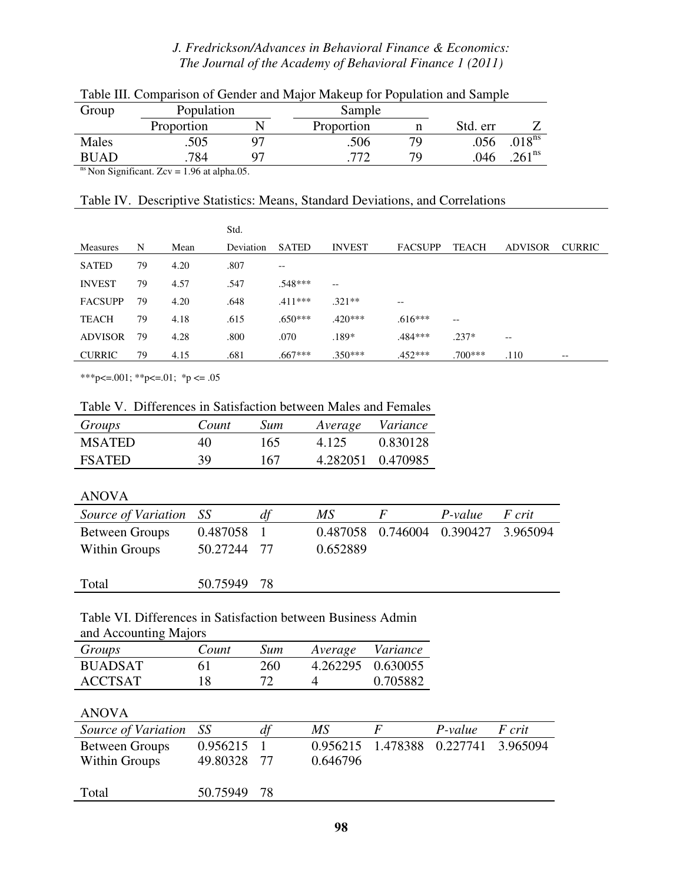Table III. Comparison of Gender and Major Makeup for Population and Sample

| Group | Population | | Sample | | | |
|---|---|---|---|---|---|---|
| | Proportion | N | Proportion | n | Std. err | Z |
| Males | .505 | 97 | .506 | 79 | .056 | .018[ns] |
| BUAD | .784 | 97 | .772 | 79 | .046 | .261[ns] |

[ns] Non Significant. Zcv = 1.96 at alpha.05.

Table IV. Descriptive Statistics: Means, Standard Deviations, and Correlations

| Measures | N | Mean | Std. Deviation | SATED | INVEST | FACSUPP | TEACH | ADVISOR | CURRIC |
|---|---|---|---|---|---|---|---|---|---|
| SATED | 79 | 4.20 | .807 | -- | | | | | |
| INVEST | 79 | 4.57 | .547 | .548*** | -- | | | | |
| FACSUPP | 79 | 4.20 | .648 | .411*** | .321** | -- | | | |
| TEACH | 79 | 4.18 | .615 | .650*** | .420*** | .616*** | -- | | |
| ADVISOR | 79 | 4.28 | .800 | .070 | .189* | .484*** | .237* | -- | |
| CURRIC | 79 | 4.15 | .681 | .667*** | .350*** | .452*** | .700*** | .110 | -- |

***p<=.001; **p<=.01; *p <= .05

Table V. Differences in Satisfaction between Males and Females

| *Groups* | *Count* | *Sum* | *Average* | *Variance* |
|---|---|---|---|---|
| MSATED | 40 | 165 | 4.125 | 0.830128 |
| FSATED | 39 | 167 | 4.282051 | 0.470985 |

ANOVA

| *Source of Variation* | *SS* | *df* | *MS* | *F* | *P-value* | *F crit* |
|---|---|---|---|---|---|---|
| Between Groups | 0.487058 | 1 | 0.487058 | 0.746004 | 0.390427 | 3.965094 |
| Within Groups | 50.27244 | 77 | 0.652889 | | | |
| | | | | | | |
| Total | 50.75949 | 78 | | | | |

Table VI. Differences in Satisfaction between Business Admin and Accounting Majors

| *Groups* | *Count* | *Sum* | *Average* | *Variance* |
|---|---|---|---|---|
| BUADSAT | 61 | 260 | 4.262295 | 0.630055 |
| ACCTSAT | 18 | 72 | 4 | 0.705882 |

ANOVA

| *Source of Variation* | *SS* | *df* | *MS* | *F* | *P-value* | *F crit* |
|---|---|---|---|---|---|---|
| Between Groups | 0.956215 | 1 | 0.956215 | 1.478388 | 0.227741 | 3.965094 |
| Within Groups | 49.80328 | 77 | 0.646796 | | | |
| | | | | | | |
| Total | 50.75949 | 78 | | | | |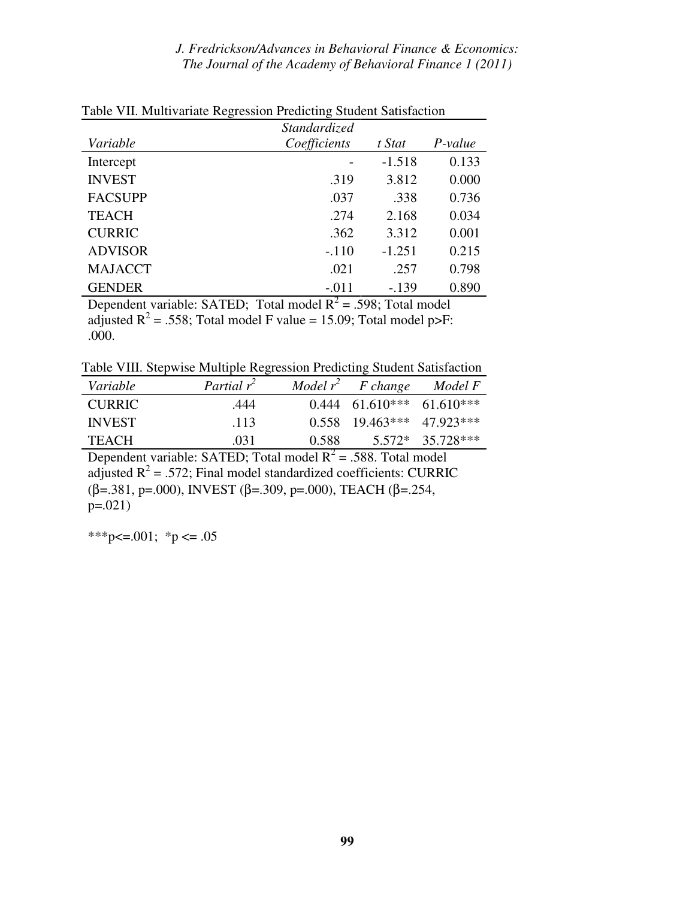Table VII. Multivariate Regression Predicting Student Satisfaction

| *Variable* | *Standardized Coefficients* | *t Stat* | *P-value* |
|---|---|---|---|
| Intercept | - | -1.518 | 0.133 |
| INVEST | .319 | 3.812 | 0.000 |
| FACSUPP | .037 | .338 | 0.736 |
| TEACH | .274 | 2.168 | 0.034 |
| CURRIC | .362 | 3.312 | 0.001 |
| ADVISOR | -.110 | -1.251 | 0.215 |
| MAJACCT | .021 | .257 | 0.798 |
| GENDER | -.011 | -.139 | 0.890 |

Dependent variable: SATED; Total model $R^2$ = .598; Total model adjusted $R^2$ = .558; Total model F value = 15.09; Total model p>F: .000.

Table VIII. Stepwise Multiple Regression Predicting Student Satisfaction

| *Variable* | *Partial $r^2$* | *Model $r^2$* | *F change* | *Model F* |
|---|---|---|---|---|
| CURRIC | .444 | 0.444 | 61.610*** | 61.610*** |
| INVEST | .113 | 0.558 | 19.463*** | 47.923*** |
| TEACH | .031 | 0.588 | 5.572* | 35.728*** |

Dependent variable: SATED; Total model $R^2$ = .588. Total model adjusted $R^2$ = .572; Final model standardized coefficients: CURRIC (β=.381, p=.000), INVEST (β=.309, p=.000), TEACH (β=.254, p=.021)

***p<=.001; *p <= .05